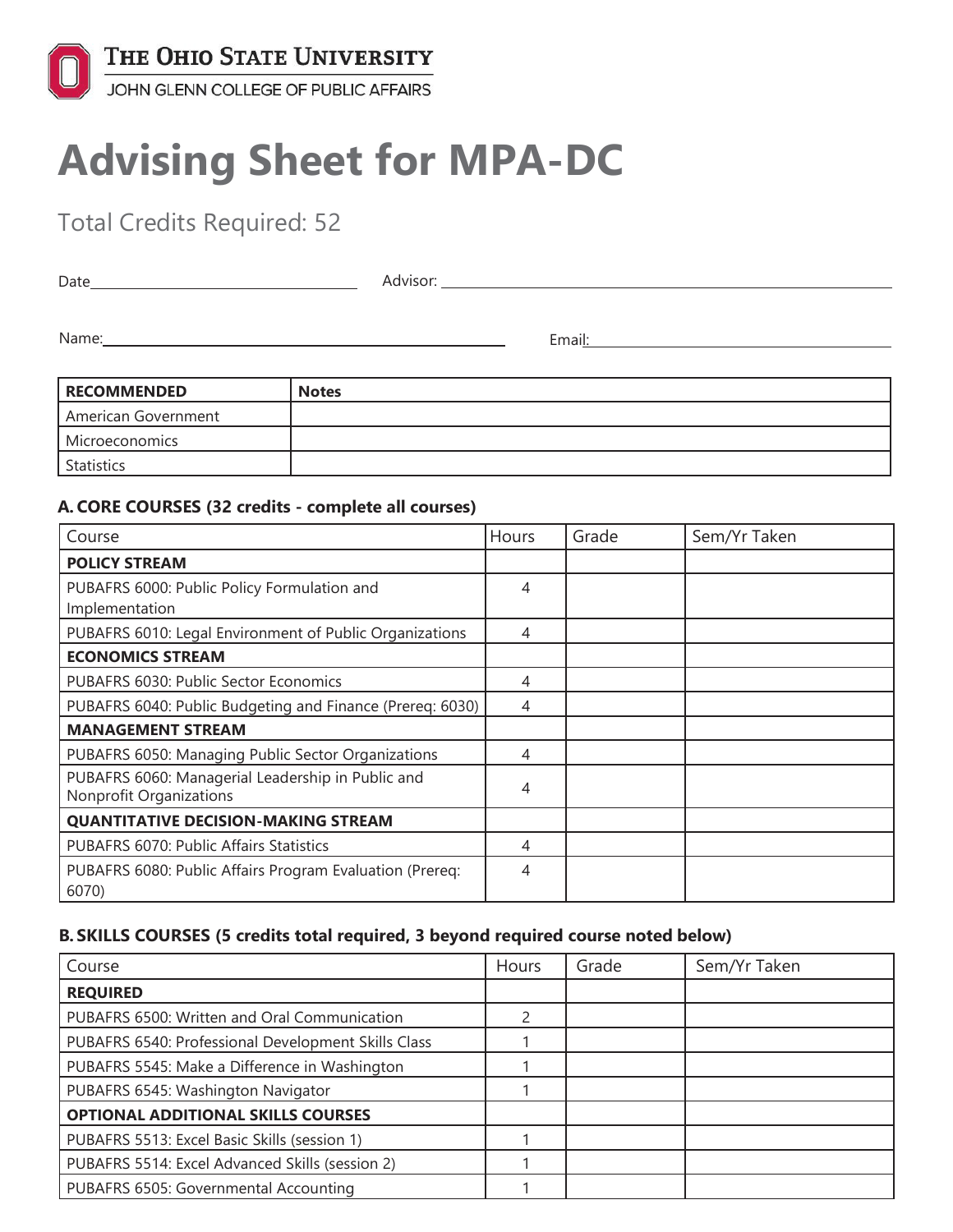THE OHIO STATE UNIVERSITY
JOHN GLENN COLLEGE OF PUBLIC AFFAIRS

# Advising Sheet for MPA-DC

Total Credits Required: 52

Date\_\_\_\_\_\_\_\_\_\_\_\_\_\_\_\_\_\_\_\_ Advisor: \_\_\_\_\_\_\_\_\_\_\_\_\_\_\_\_\_\_\_\_

Name:\_\_\_\_\_\_\_\_\_\_\_\_\_\_\_\_\_\_\_\_ Email:\_\_\_\_\_\_\_\_\_\_\_\_\_\_\_\_\_\_\_\_

| RECOMMENDED | Notes |
|---|---|
| American Government | |
| Microeconomics | |
| Statistics | |

### A. CORE COURSES (32 credits - complete all courses)

| Course | Hours | Grade | Sem/Yr Taken |
|---|---|---|---|
| **POLICY STREAM** | | | |
| PUBAFRS 6000: Public Policy Formulation and Implementation | 4 | | |
| PUBAFRS 6010: Legal Environment of Public Organizations | 4 | | |
| **ECONOMICS STREAM** | | | |
| PUBAFRS 6030: Public Sector Economics | 4 | | |
| PUBAFRS 6040: Public Budgeting and Finance (Prereq: 6030) | 4 | | |
| **MANAGEMENT STREAM** | | | |
| PUBAFRS 6050: Managing Public Sector Organizations | 4 | | |
| PUBAFRS 6060: Managerial Leadership in Public and Nonprofit Organizations | 4 | | |
| **QUANTITATIVE DECISION-MAKING STREAM** | | | |
| PUBAFRS 6070: Public Affairs Statistics | 4 | | |
| PUBAFRS 6080: Public Affairs Program Evaluation (Prereq: 6070) | 4 | | |

### B. SKILLS COURSES (5 credits total required, 3 beyond required course noted below)

| Course | Hours | Grade | Sem/Yr Taken |
|---|---|---|---|
| **REQUIRED** | | | |
| PUBAFRS 6500: Written and Oral Communication | 2 | | |
| PUBAFRS 6540: Professional Development Skills Class | 1 | | |
| PUBAFRS 5545: Make a Difference in Washington | 1 | | |
| PUBAFRS 6545: Washington Navigator | 1 | | |
| **OPTIONAL ADDITIONAL SKILLS COURSES** | | | |
| PUBAFRS 5513: Excel Basic Skills (session 1) | 1 | | |
| PUBAFRS 5514: Excel Advanced Skills (session 2) | 1 | | |
| PUBAFRS 6505: Governmental Accounting | 1 | | |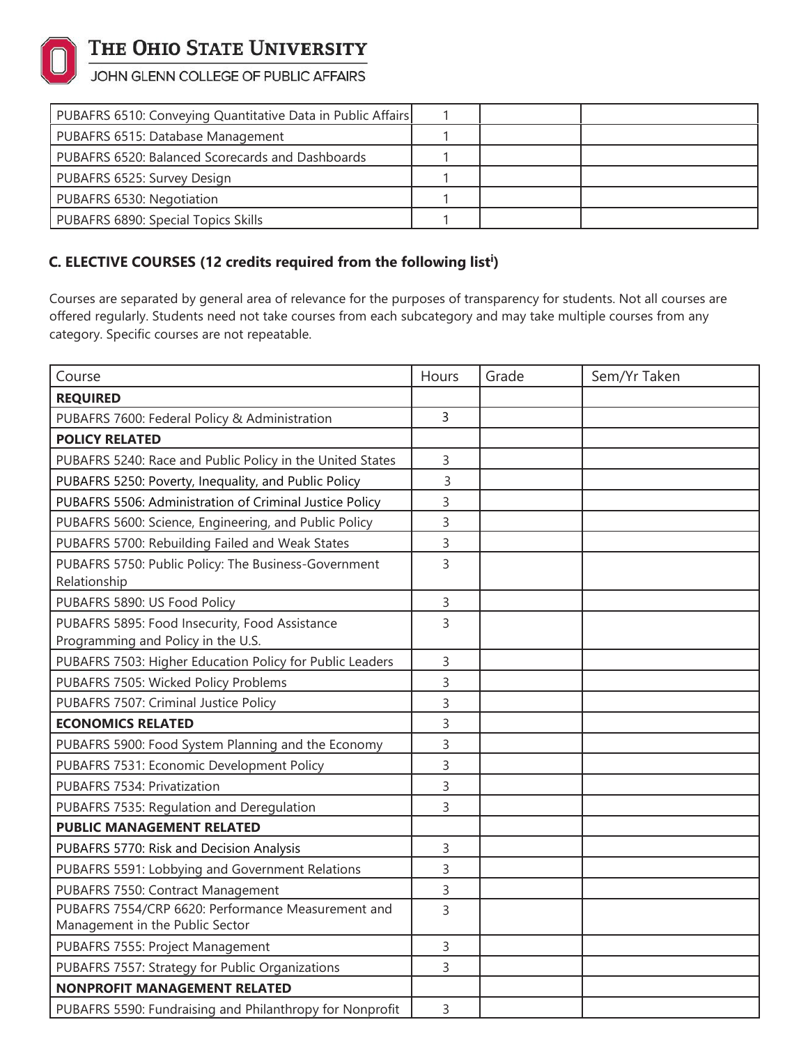| | | | |
|---|---|---|---|
| PUBAFRS 6510: Conveying Quantitative Data in Public Affairs | 1 | | |
| PUBAFRS 6515: Database Management | 1 | | |
| PUBAFRS 6520: Balanced Scorecards and Dashboards | 1 | | |
| PUBAFRS 6525: Survey Design | 1 | | |
| PUBAFRS 6530: Negotiation | 1 | | |
| PUBAFRS 6890: Special Topics Skills | 1 | | |

### C. ELECTIVE COURSES (12 credits required from the following list[i])

Courses are separated by general area of relevance for the purposes of transparency for students. Not all courses are offered regularly. Students need not take courses from each subcategory and may take multiple courses from any category. Specific courses are not repeatable.

| Course | Hours | Grade | Sem/Yr Taken |
|---|---|---|---|
| **REQUIRED** | | | |
| PUBAFRS 7600: Federal Policy & Administration | 3 | | |
| **POLICY RELATED** | | | |
| PUBAFRS 5240: Race and Public Policy in the United States | 3 | | |
| PUBAFRS 5250: Poverty, Inequality, and Public Policy | 3 | | |
| PUBAFRS 5506: Administration of Criminal Justice Policy | 3 | | |
| PUBAFRS 5600: Science, Engineering, and Public Policy | 3 | | |
| PUBAFRS 5700: Rebuilding Failed and Weak States | 3 | | |
| PUBAFRS 5750: Public Policy: The Business-Government Relationship | 3 | | |
| PUBAFRS 5890: US Food Policy | 3 | | |
| PUBAFRS 5895: Food Insecurity, Food Assistance Programming and Policy in the U.S. | 3 | | |
| PUBAFRS 7503: Higher Education Policy for Public Leaders | 3 | | |
| PUBAFRS 7505: Wicked Policy Problems | 3 | | |
| PUBAFRS 7507: Criminal Justice Policy | 3 | | |
| **ECONOMICS RELATED** | 3 | | |
| PUBAFRS 5900: Food System Planning and the Economy | 3 | | |
| PUBAFRS 7531: Economic Development Policy | 3 | | |
| PUBAFRS 7534: Privatization | 3 | | |
| PUBAFRS 7535: Regulation and Deregulation | 3 | | |
| **PUBLIC MANAGEMENT RELATED** | | | |
| PUBAFRS 5770: Risk and Decision Analysis | 3 | | |
| PUBAFRS 5591: Lobbying and Government Relations | 3 | | |
| PUBAFRS 7550: Contract Management | 3 | | |
| PUBAFRS 7554/CRP 6620: Performance Measurement and Management in the Public Sector | 3 | | |
| PUBAFRS 7555: Project Management | 3 | | |
| PUBAFRS 7557: Strategy for Public Organizations | 3 | | |
| **NONPROFIT MANAGEMENT RELATED** | | | |
| PUBAFRS 5590: Fundraising and Philanthropy for Nonprofit | 3 | | |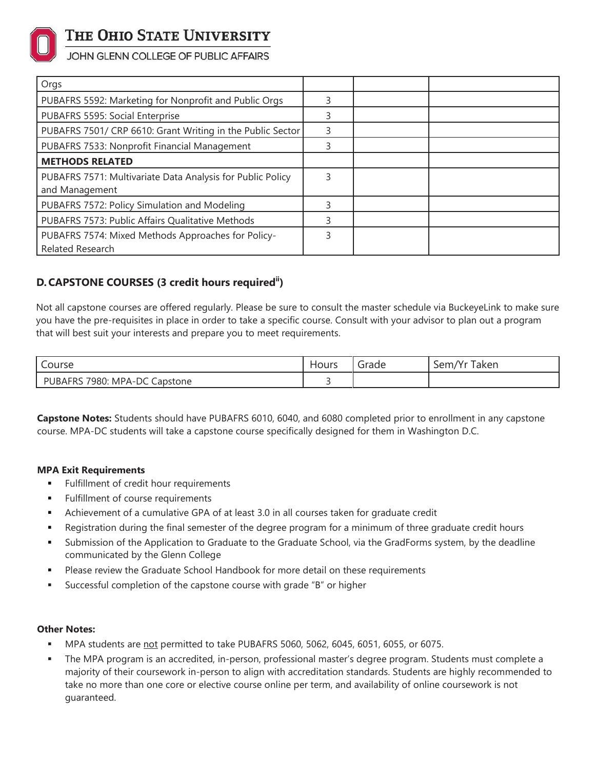| Orgs | | | |
|---|---|---|---|
| PUBAFRS 5592: Marketing for Nonprofit and Public Orgs | 3 | | |
| PUBAFRS 5595: Social Enterprise | 3 | | |
| PUBAFRS 7501/ CRP 6610: Grant Writing in the Public Sector | 3 | | |
| PUBAFRS 7533: Nonprofit Financial Management | 3 | | |
| **METHODS RELATED** | | | |
| PUBAFRS 7571: Multivariate Data Analysis for Public Policy and Management | 3 | | |
| PUBAFRS 7572: Policy Simulation and Modeling | 3 | | |
| PUBAFRS 7573: Public Affairs Qualitative Methods | 3 | | |
| PUBAFRS 7574: Mixed Methods Approaches for Policy-Related Research | 3 | | |

## D. CAPSTONE COURSES (3 credit hours required[ii])

Not all capstone courses are offered regularly. Please be sure to consult the master schedule via BuckeyeLink to make sure you have the pre-requisites in place in order to take a specific course. Consult with your advisor to plan out a program that will best suit your interests and prepare you to meet requirements.

| Course | Hours | Grade | Sem/Yr Taken |
|---|---|---|---|
| PUBAFRS 7980: MPA-DC Capstone | 3 | | |

**Capstone Notes:** Students should have PUBAFRS 6010, 6040, and 6080 completed prior to enrollment in any capstone course. MPA-DC students will take a capstone course specifically designed for them in Washington D.C.

**MPA Exit Requirements**

- Fulfillment of credit hour requirements
- Fulfillment of course requirements
- Achievement of a cumulative GPA of at least 3.0 in all courses taken for graduate credit
- Registration during the final semester of the degree program for a minimum of three graduate credit hours
- Submission of the Application to Graduate to the Graduate School, via the GradForms system, by the deadline communicated by the Glenn College
- Please review the Graduate School Handbook for more detail on these requirements
- Successful completion of the capstone course with grade "B" or higher

**Other Notes:**

- MPA students are <u>not</u> permitted to take PUBAFRS 5060, 5062, 6045, 6051, 6055, or 6075.
- The MPA program is an accredited, in-person, professional master's degree program. Students must complete a majority of their coursework in-person to align with accreditation standards. Students are highly recommended to take no more than one core or elective course online per term, and availability of online coursework is not guaranteed.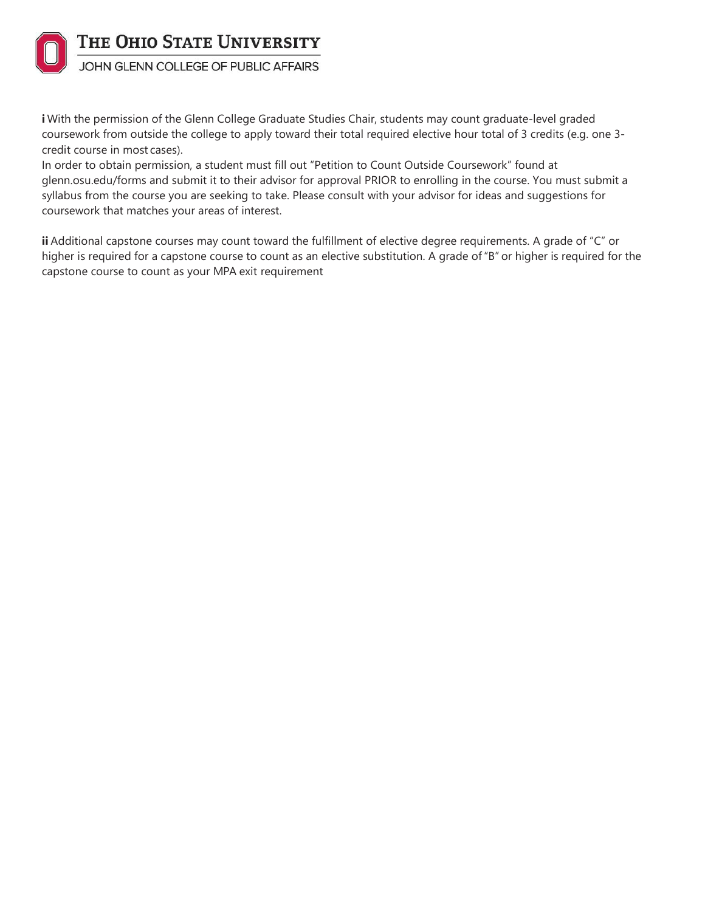**i** With the permission of the Glenn College Graduate Studies Chair, students may count graduate-level graded coursework from outside the college to apply toward their total required elective hour total of 3 credits (e.g. one 3-credit course in most cases).
In order to obtain permission, a student must fill out "Petition to Count Outside Coursework" found at glenn.osu.edu/forms and submit it to their advisor for approval PRIOR to enrolling in the course. You must submit a syllabus from the course you are seeking to take. Please consult with your advisor for ideas and suggestions for coursework that matches your areas of interest.

**ii** Additional capstone courses may count toward the fulfillment of elective degree requirements. A grade of "C" or higher is required for a capstone course to count as an elective substitution. A grade of "B" or higher is required for the capstone course to count as your MPA exit requirement